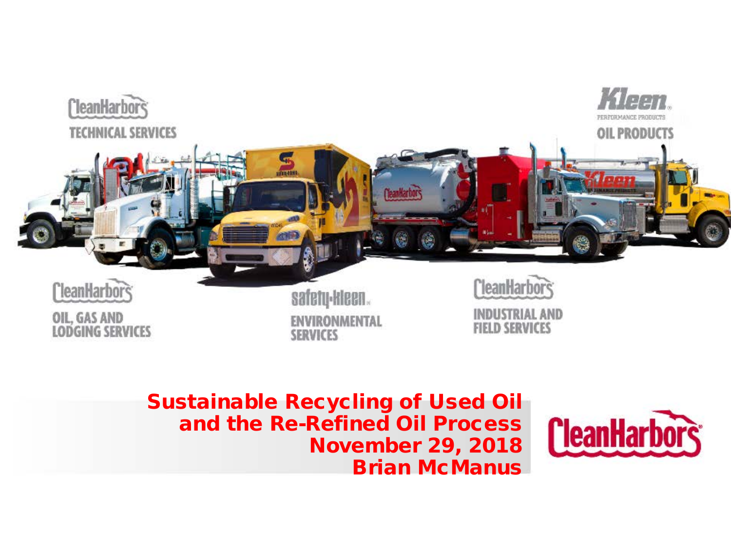Clean Harbors
TECHNICAL SERVICES

Kleen
PERFORMANCE PRODUCTS
OIL PRODUCTS

Clean Harbors
OIL, GAS AND LODGING SERVICES

safety-kleen
ENVIRONMENTAL SERVICES

Clean Harbors
INDUSTRIAL AND FIELD SERVICES

# Sustainable Recycling of Used Oil and the Re-Refined Oil Process

**November 29, 2018**

**Brian McManus**

Clean Harbors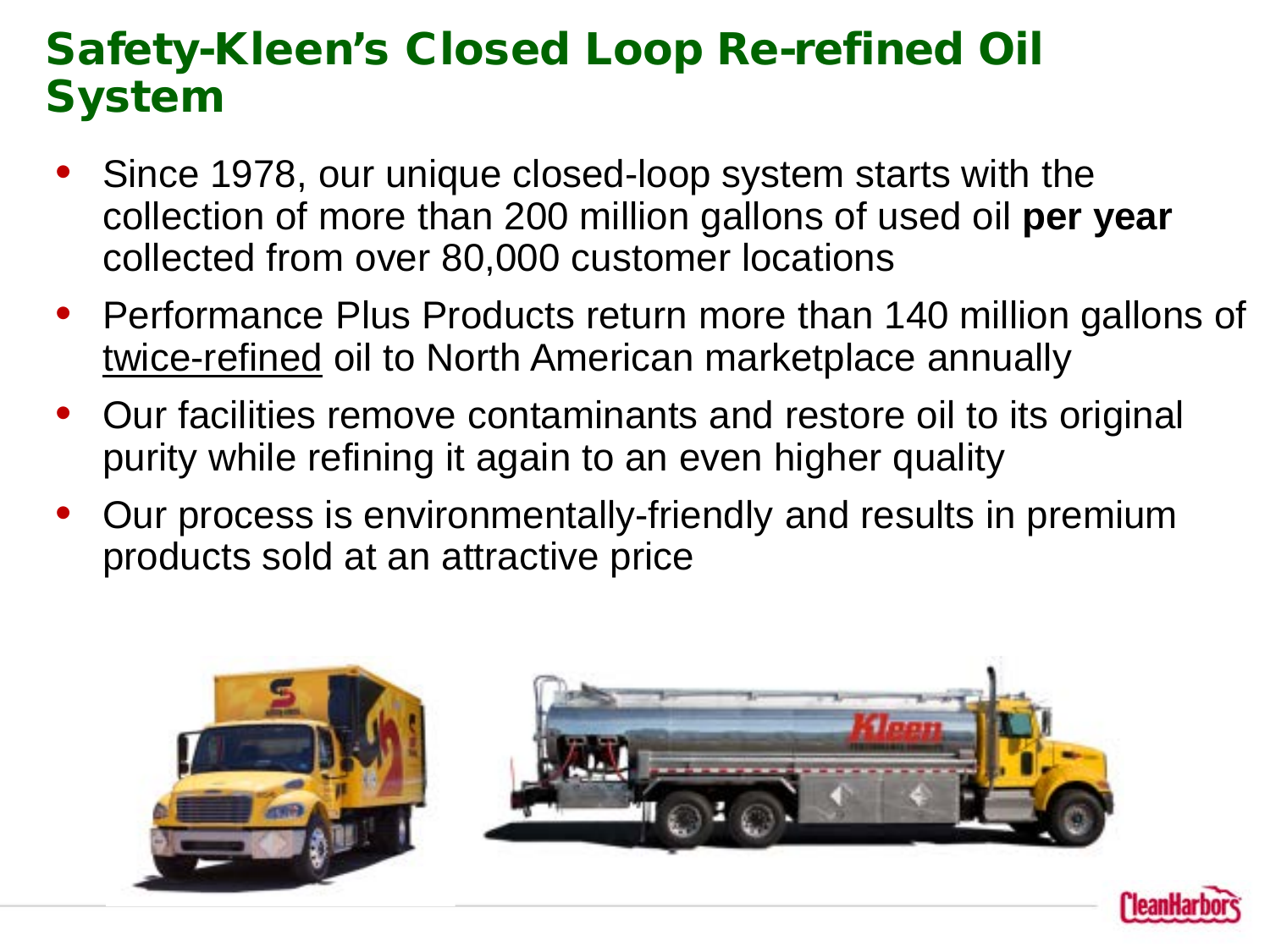# Safety-Kleen's Closed Loop Re-refined Oil System

- Since 1978, our unique closed-loop system starts with the collection of more than 200 million gallons of used oil **per year** collected from over 80,000 customer locations
- Performance Plus Products return more than 140 million gallons of twice-refined oil to North American marketplace annually
- Our facilities remove contaminants and restore oil to its original purity while refining it again to an even higher quality
- Our process is environmentally-friendly and results in premium products sold at an attractive price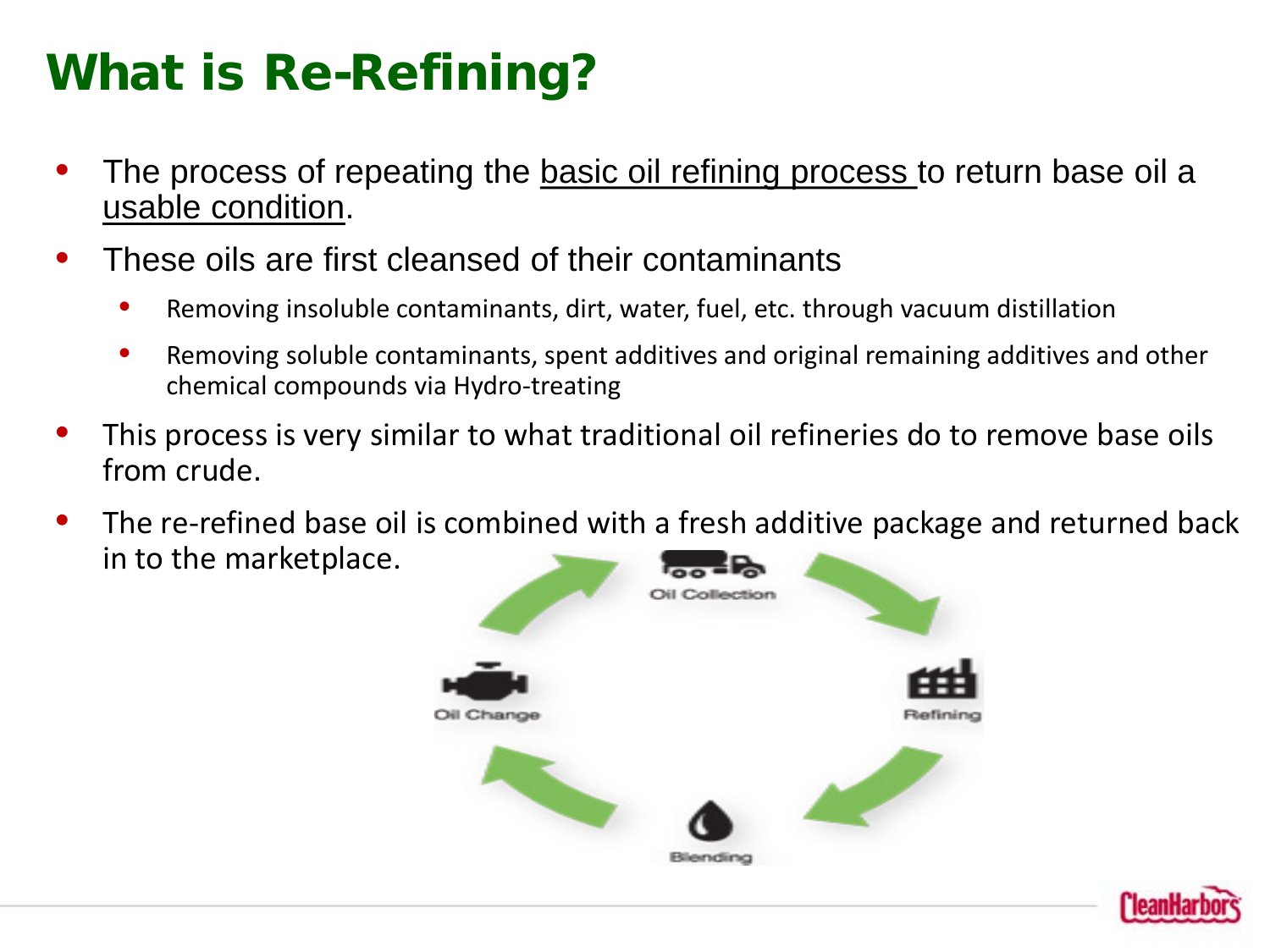# What is Re-Refining?

- The process of repeating the basic oil refining process to return base oil a usable condition.
- These oils are first cleansed of their contaminants
  - Removing insoluble contaminants, dirt, water, fuel, etc. through vacuum distillation
  - Removing soluble contaminants, spent additives and original remaining additives and other chemical compounds via Hydro-treating
- This process is very similar to what traditional oil refineries do to remove base oils from crude.
- The re-refined base oil is combined with a fresh additive package and returned back in to the marketplace.

Oil Collection → Refining → Blending → Oil Change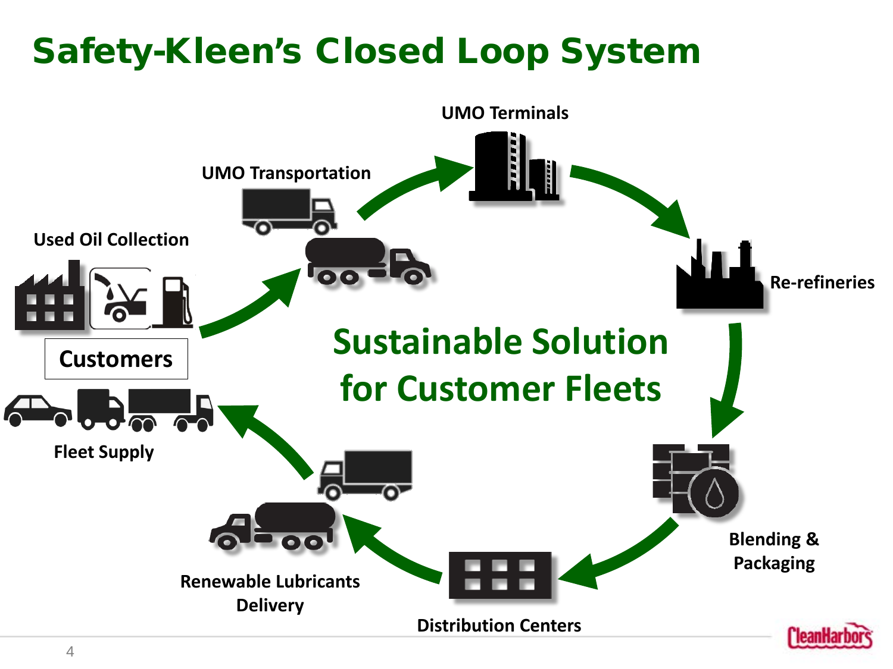# Safety-Kleen's Closed Loop System

Used Oil Collection

Customers

Fleet Supply

UMO Transportation

UMO Terminals

Re-refineries

Blending & Packaging

Distribution Centers

Renewable Lubricants Delivery

**Sustainable Solution for Customer Fleets**

CleanHarbors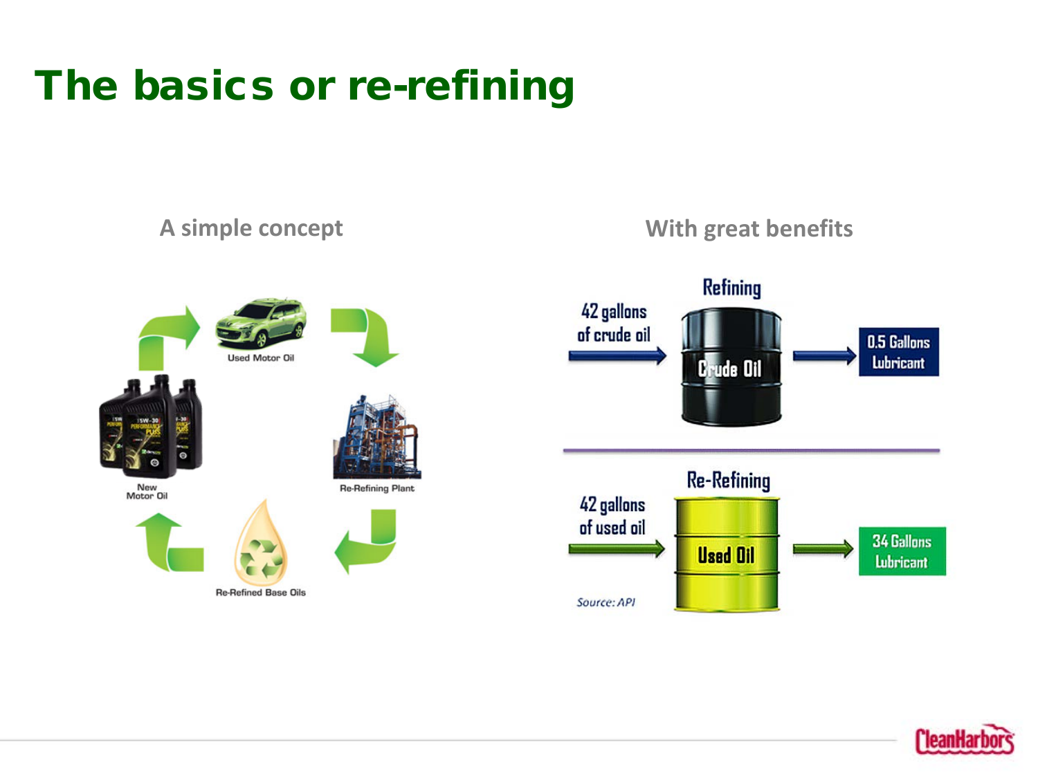# The basics or re-refining

## A simple concept

Used Motor Oil

Re-Refining Plant

Re-Refined Base Oils

New Motor Oil

## With great benefits

**Refining**

42 gallons of crude oil → Crude Oil → 0.5 Gallons Lubricant

**Re-Refining**

42 gallons of used oil → Used Oil → 34 Gallons Lubricant

*Source: API*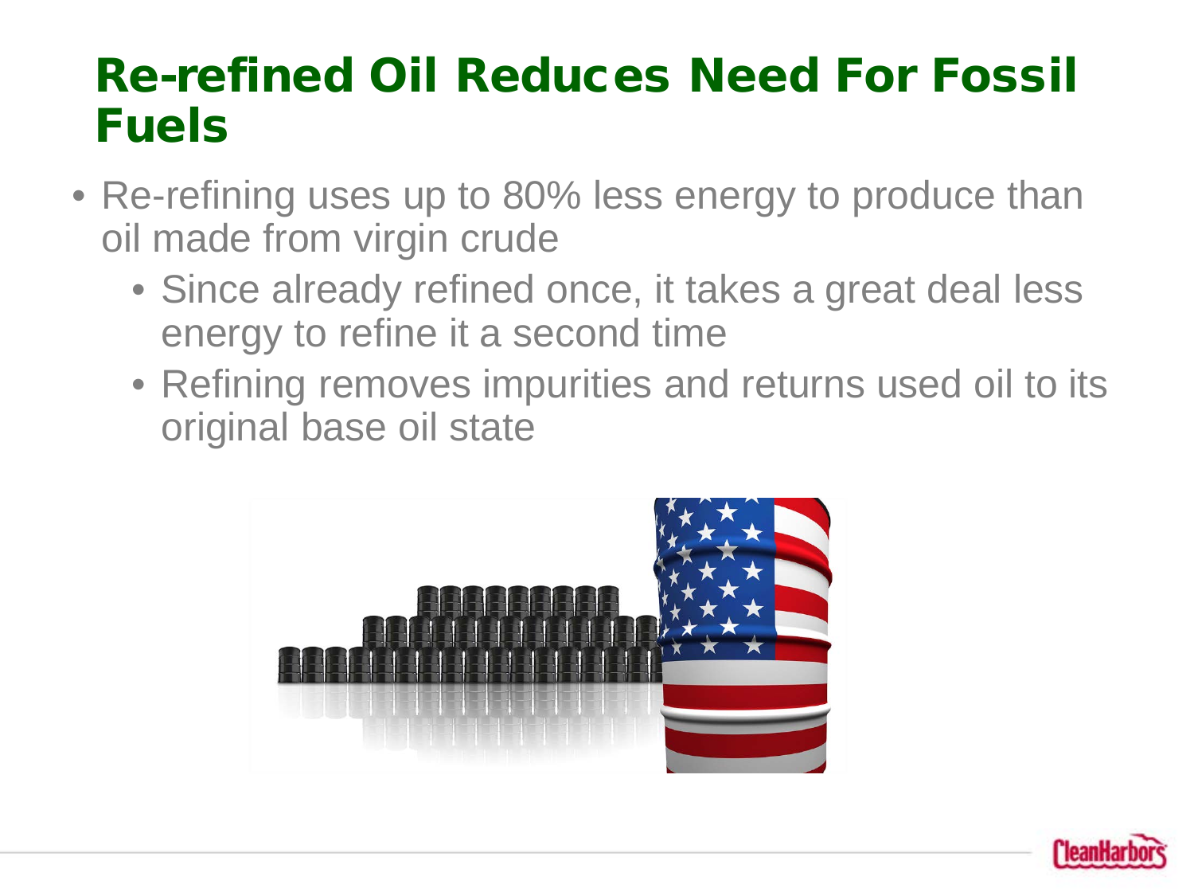# Re-refined Oil Reduces Need For Fossil Fuels

- Re-refining uses up to 80% less energy to produce than oil made from virgin crude
  - Since already refined once, it takes a great deal less energy to refine it a second time
  - Refining removes impurities and returns used oil to its original base oil state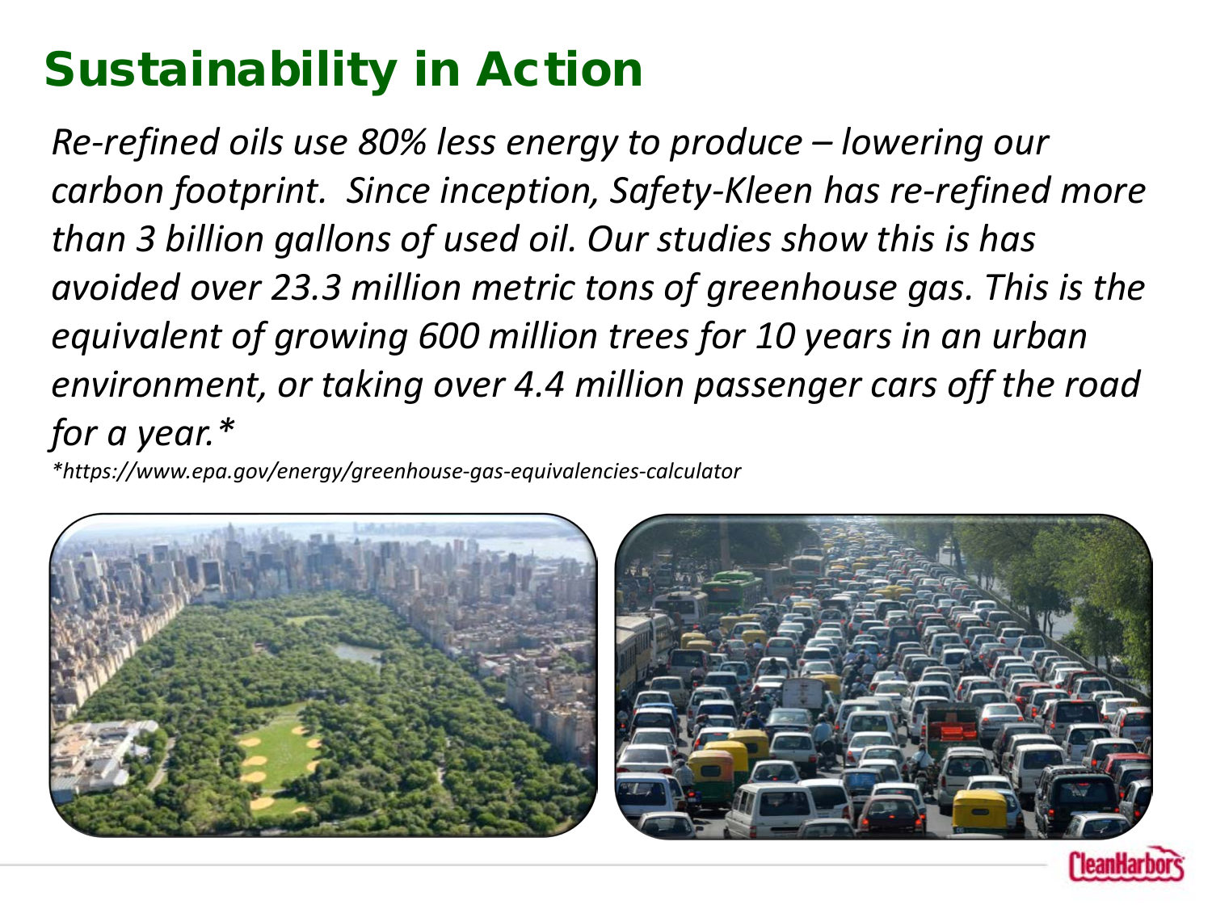# Sustainability in Action

*Re-refined oils use 80% less energy to produce – lowering our carbon footprint. Since inception, Safety-Kleen has re-refined more than 3 billion gallons of used oil. Our studies show this is has avoided over 23.3 million metric tons of greenhouse gas. This is the equivalent of growing 600 million trees for 10 years in an urban environment, or taking over 4.4 million passenger cars off the road for a year.**

**https://www.epa.gov/energy/greenhouse-gas-equivalencies-calculator*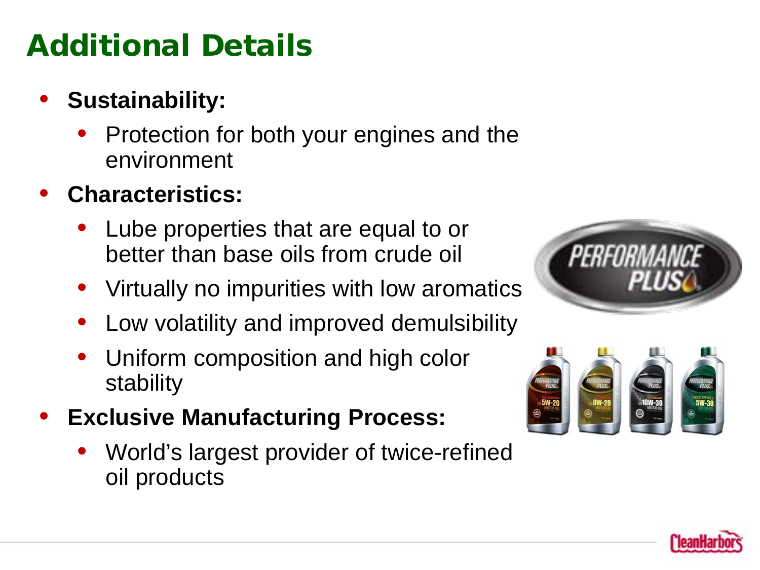# Additional Details

- **Sustainability:**
  - Protection for both your engines and the environment
- **Characteristics:**
  - Lube properties that are equal to or better than base oils from crude oil
  - Virtually no impurities with low aromatics
  - Low volatility and improved demulsibility
  - Uniform composition and high color stability
- **Exclusive Manufacturing Process:**
  - World's largest provider of twice-refined oil products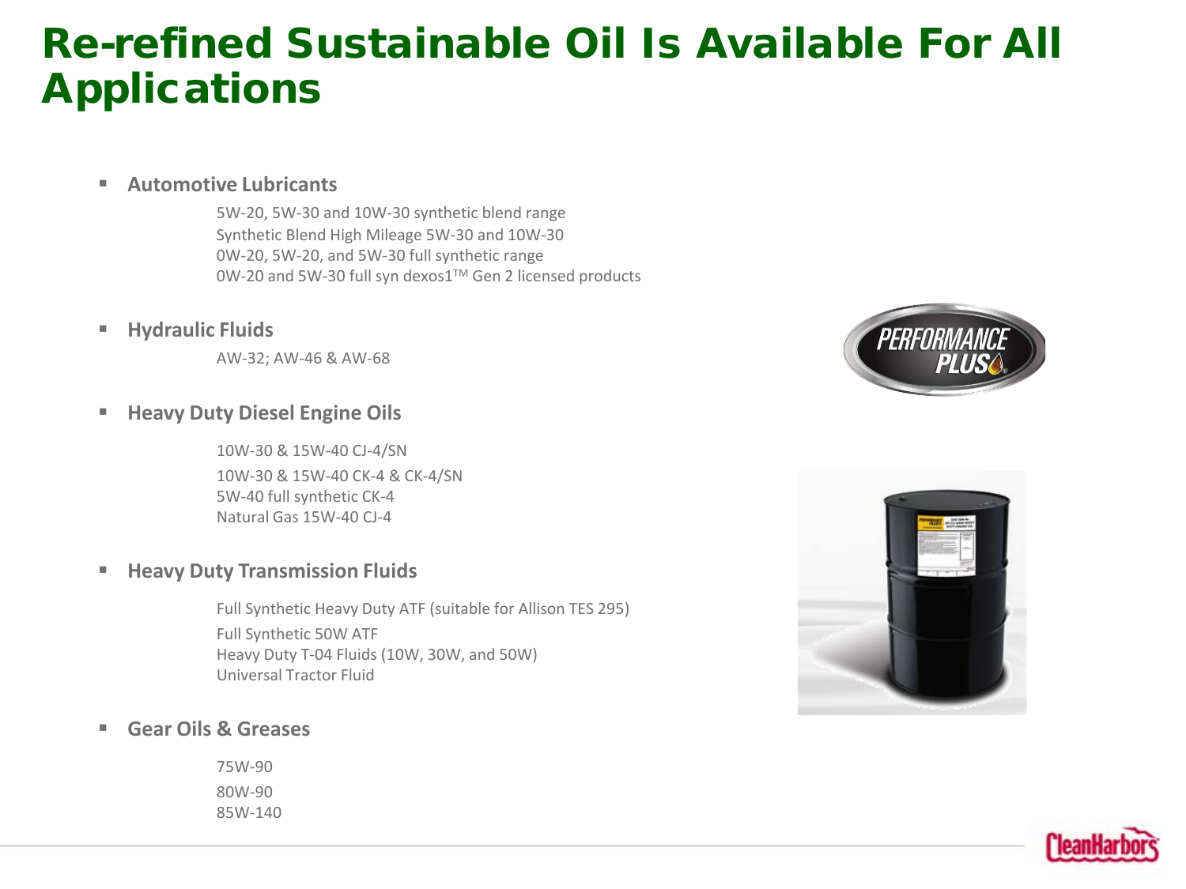# Re-refined Sustainable Oil Is Available For All Applications

- **Automotive Lubricants**
  - 5W-20, 5W-30 and 10W-30 synthetic blend range
  - Synthetic Blend High Mileage 5W-30 and 10W-30
  - 0W-20, 5W-20, and 5W-30 full synthetic range
  - 0W-20 and 5W-30 full syn dexos1™ Gen 2 licensed products

- **Hydraulic Fluids**
  - AW-32; AW-46 & AW-68

- **Heavy Duty Diesel Engine Oils**
  - 10W-30 & 15W-40 CJ-4/SN
  - 10W-30 & 15W-40 CK-4 & CK-4/SN
  - 5W-40 full synthetic CK-4
  - Natural Gas 15W-40 CJ-4

- **Heavy Duty Transmission Fluids**
  - Full Synthetic Heavy Duty ATF (suitable for Allison TES 295)
  - Full Synthetic 50W ATF
  - Heavy Duty T-04 Fluids (10W, 30W, and 50W)
  - Universal Tractor Fluid

- **Gear Oils & Greases**
  - 75W-90
  - 80W-90
  - 85W-140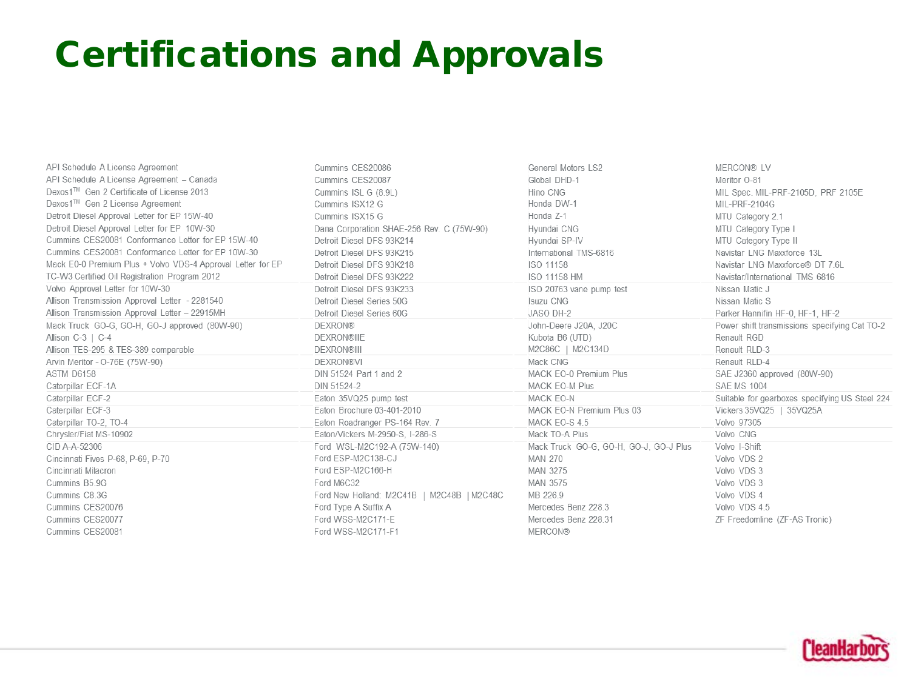# Certifications and Approvals

- API Schedule A License Agreement
- API Schedule A License Agreement – Canada
- Dexos1[TM] Gen 2 Certificate of License 2013
- Dexos1[TM] Gen 2 License Agreement
- Detroit Diesel Approval Letter for EP 15W-40
- Detroit Diesel Approval Letter for EP 10W-30
- Cummins CES20081 Conformance Letter for EP 15W-40
- Cummins CES20081 Conformance Letter for EP 10W-30
- Mack E0-0 Premium Plus + Volvo VDS-4 Approval Letter for EP
- TC-W3 Certified Oil Registration Program 2012
- Volvo Approval Letter for 10W-30
- Allison Transmission Approval Letter - 2281540
- Allison Transmission Approval Letter – 22915MH
- Mack Truck GO-G, GO-H, GO-J approved (80W-90)
- Allison C-3 | C-4
- Allison TES-295 & TES-389 comparable
- Arvin Meritor - O-76E (75W-90)
- ASTM D6158
- Caterpillar ECF-1A
- Caterpillar ECF-2
- Caterpillar ECF-3
- Caterpillar TO-2, TO-4
- Chrysler/Fiat MS-10902
- CID A-A-52306
- Cincinnati Fives P-68, P-69, P-70
- Cincinnati Milacron
- Cummins B5.9G
- Cummins C8.3G
- Cummins CES20076
- Cummins CES20077
- Cummins CES20081
- Cummins CES20086
- Cummins CES20087
- Cummins ISL G (8.9L)
- Cummins ISX12 G
- Cummins ISX15 G
- Dana Corporation SHAE-256 Rev. C (75W-90)
- Detroit Diesel DFS 93K214
- Detroit Diesel DFS 93K215
- Detroit Diesel DFS 93K218
- Detroit Diesel DFS 93K222
- Detroit Diesel DFS 93K233
- Detroit Diesel Series 50G
- Detroit Diesel Series 60G
- DEXRON®
- DEXRON®IIE
- DEXRON®III
- DEXRON®VI
- DIN 51524 Part 1 and 2
- DIN 51524-2
- Eaton 35VQ25 pump test
- Eaton Brochure 03-401-2010
- Eaton Roadranger PS-164 Rev. 7
- Eaton/Vickers M-2950-S, I-286-S
- Ford WSL-M2C192-A (75W-140)
- Ford ESP-M2C138-CJ
- Ford ESP-M2C166-H
- Ford M6C32
- Ford New Holland: M2C41B | M2C48B | M2C48C
- Ford Type A Suffix A
- Ford WSS-M2C171-E
- Ford WSS-M2C171-F1
- General Motors LS2
- Global DHD-1
- Hino CNG
- Honda DW-1
- Honda Z-1
- Hyundai CNG
- Hyundai SP-IV
- International TMS-6816
- ISO 11158
- ISO 11158 HM
- ISO 20763 vane pump test
- Isuzu CNG
- JASO DH-2
- John-Deere J20A, J20C
- Kubota B6 (UTD)
- M2C86C | M2C134D
- Mack CNG
- MACK EO-0 Premium Plus
- MACK EO-M Plus
- MACK EO-N
- MACK EO-N Premium Plus 03
- MACK EO-S 4.5
- Mack TO-A Plus
- Mack Truck GO-G, GO-H, GO-J, GO-J Plus
- MAN 270
- MAN 3275
- MAN 3575
- MB 226.9
- Mercedes Benz 228.3
- Mercedes Benz 228.31
- MERCON®
- MERCON® LV
- Meritor O-81
- MIL Spec. MIL-PRF-2105D, PRF 2105E
- MIL-PRF-2104G
- MTU Category 2.1
- MTU Category Type I
- MTU Category Type II
- Navistar LNG Maxxforce 13L
- Navistar LNG Maxxforce® DT 7.6L
- Navistar/International TMS 6816
- Nissan Matic J
- Nissan Matic S
- Parker Hannifin HF-0, HF-1, HF-2
- Power shift transmissions specifying Cat TO-2
- Renault RGD
- Renault RLD-3
- Renault RLD-4
- SAE J2360 approved (80W-90)
- SAE MS 1004
- Suitable for gearboxes specifying US Steel 224
- Vickers 35VQ25 | 35VQ25A
- Volvo 97305
- Volvo CNG
- Volvo I-Shift
- Volvo VDS 2
- Volvo VDS 3
- Volvo VDS 3
- Volvo VDS 4
- Volvo VDS 4.5
- ZF Freedomline (ZF-AS Tronic)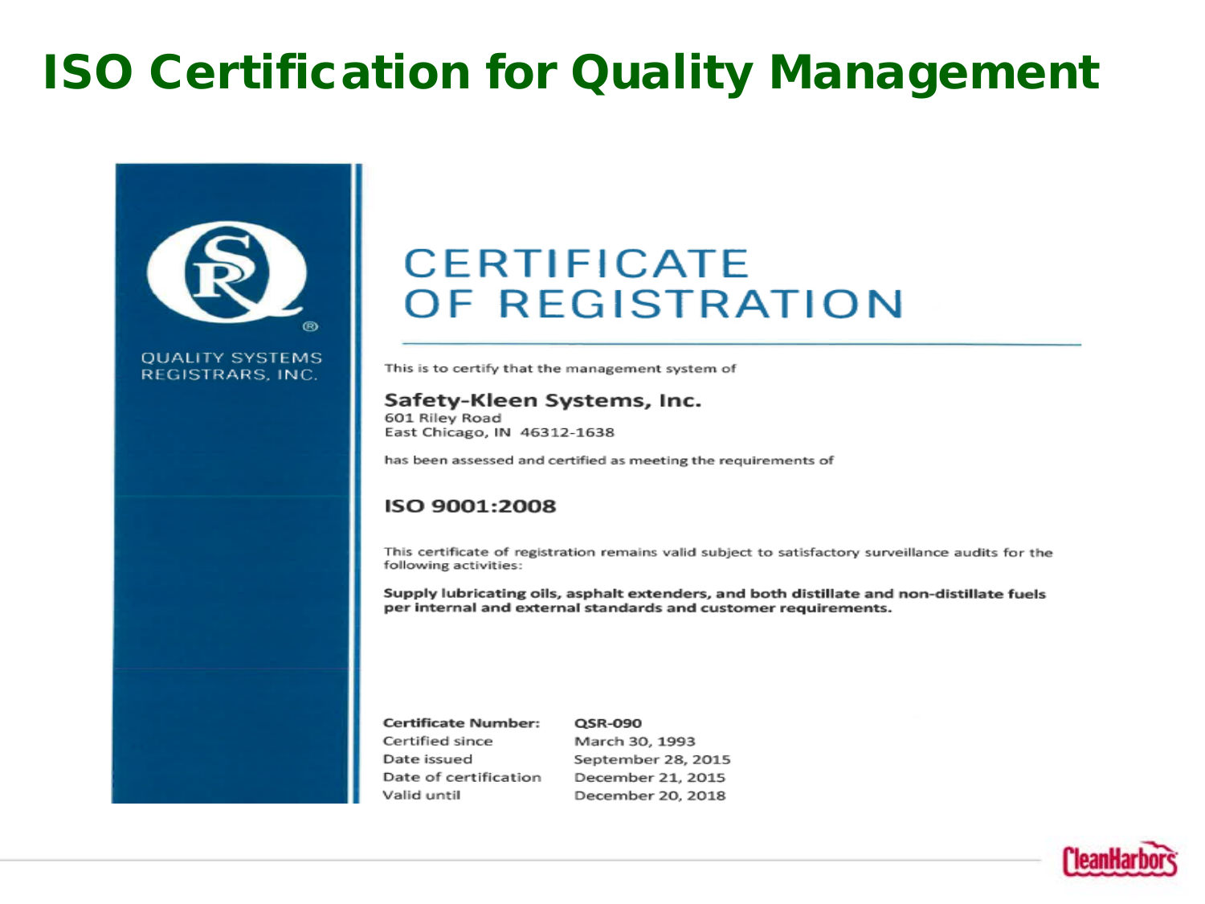# ISO Certification for Quality Management

QUALITY SYSTEMS REGISTRARS, INC.

## CERTIFICATE OF REGISTRATION

This is to certify that the management system of

**Safety-Kleen Systems, Inc.**
601 Riley Road
East Chicago, IN 46312-1638

has been assessed and certified as meeting the requirements of

**ISO 9001:2008**

This certificate of registration remains valid subject to satisfactory surveillance audits for the following activities:

**Supply lubricating oils, asphalt extenders, and both distillate and non-distillate fuels per internal and external standards and customer requirements.**

| **Certificate Number:** | **QSR-090** |
|---|---|
| Certified since | March 30, 1993 |
| Date issued | September 28, 2015 |
| Date of certification | December 21, 2015 |
| Valid until | December 20, 2018 |

CleanHarbors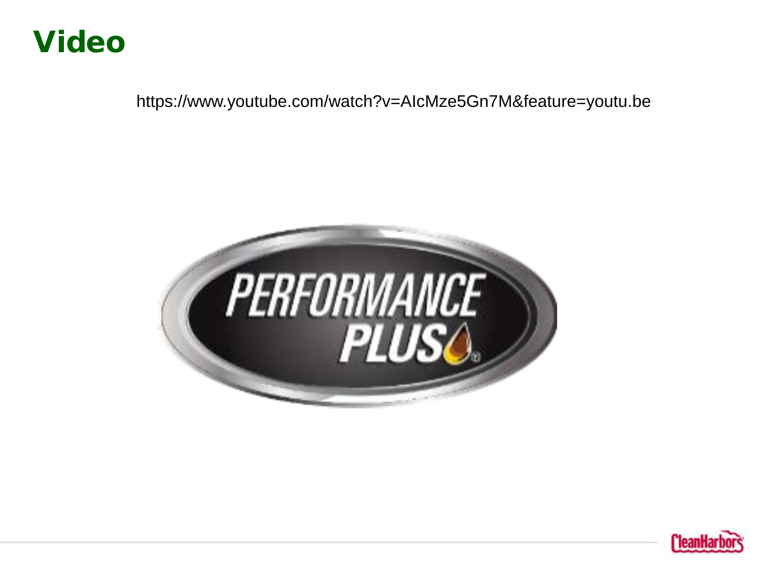# Video

https://www.youtube.com/watch?v=AIcMze5Gn7M&feature=youtu.be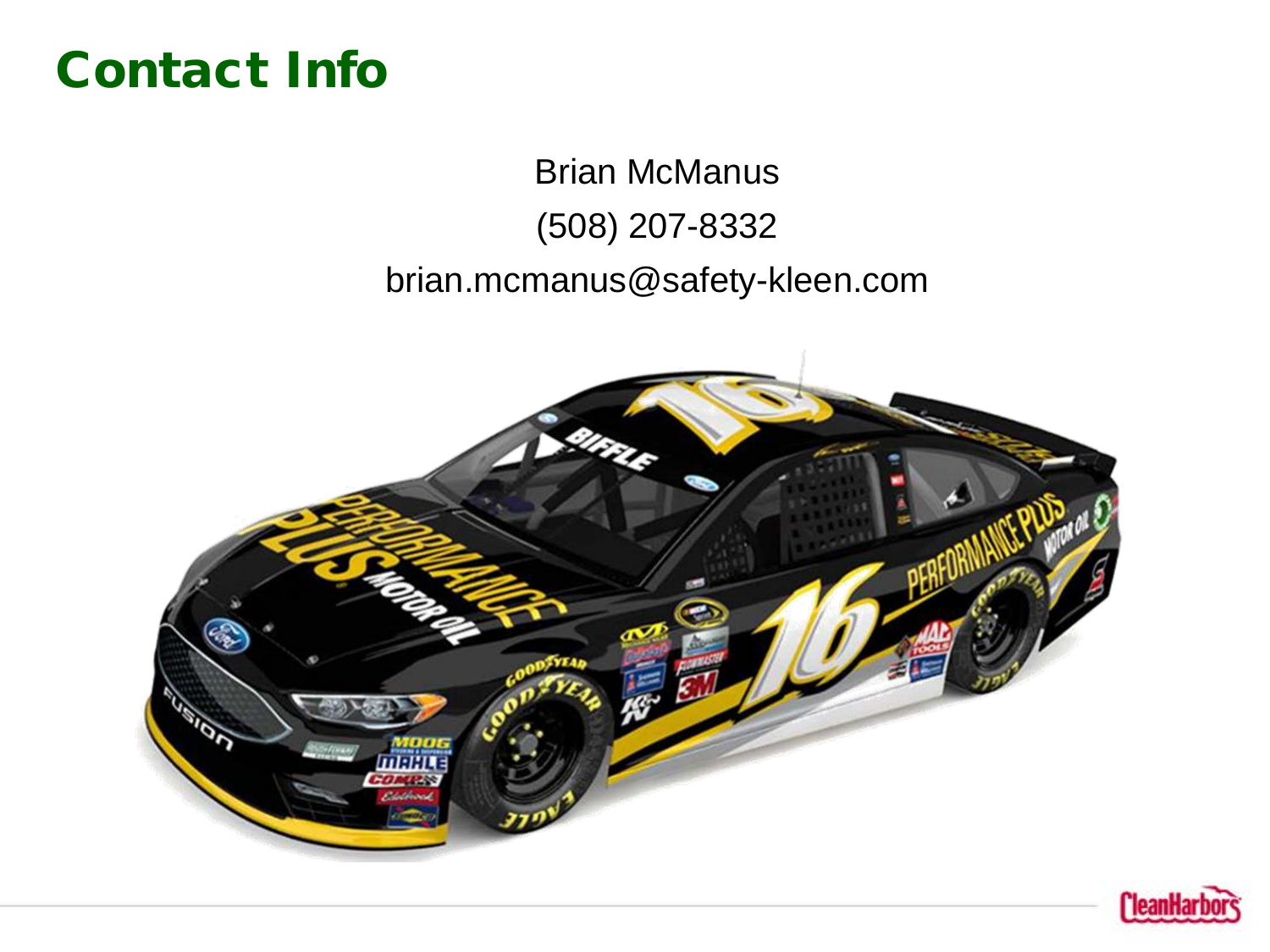# Contact Info

Brian McManus

(508) 207-8332

brian.mcmanus@safety-kleen.com